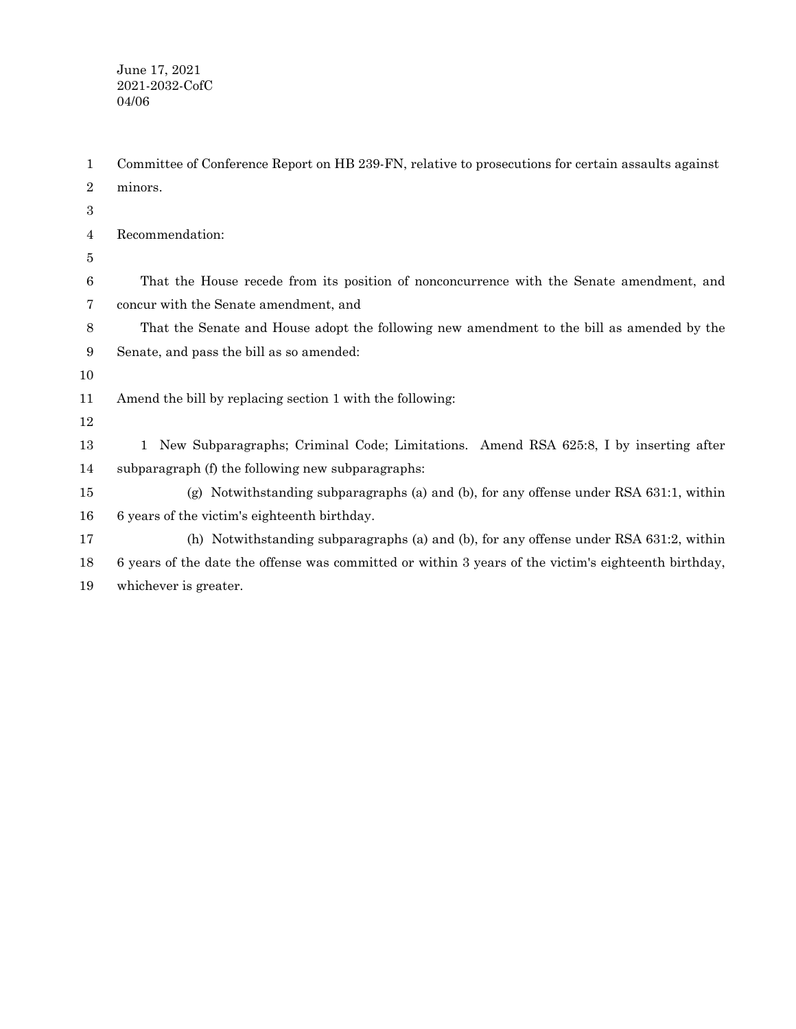June 17, 2021
2021-2032-CofC
04/06

Committee of Conference Report on HB 239-FN, relative to prosecutions for certain assaults against minors.

Recommendation:

That the House recede from its position of nonconcurrence with the Senate amendment, and concur with the Senate amendment, and

That the Senate and House adopt the following new amendment to the bill as amended by the Senate, and pass the bill as so amended:

Amend the bill by replacing section 1 with the following:

1 New Subparagraphs; Criminal Code; Limitations. Amend RSA 625:8, I by inserting after subparagraph (f) the following new subparagraphs:

(g) Notwithstanding subparagraphs (a) and (b), for any offense under RSA 631:1, within 6 years of the victim's eighteenth birthday.

(h) Notwithstanding subparagraphs (a) and (b), for any offense under RSA 631:2, within 6 years of the date the offense was committed or within 3 years of the victim's eighteenth birthday, whichever is greater.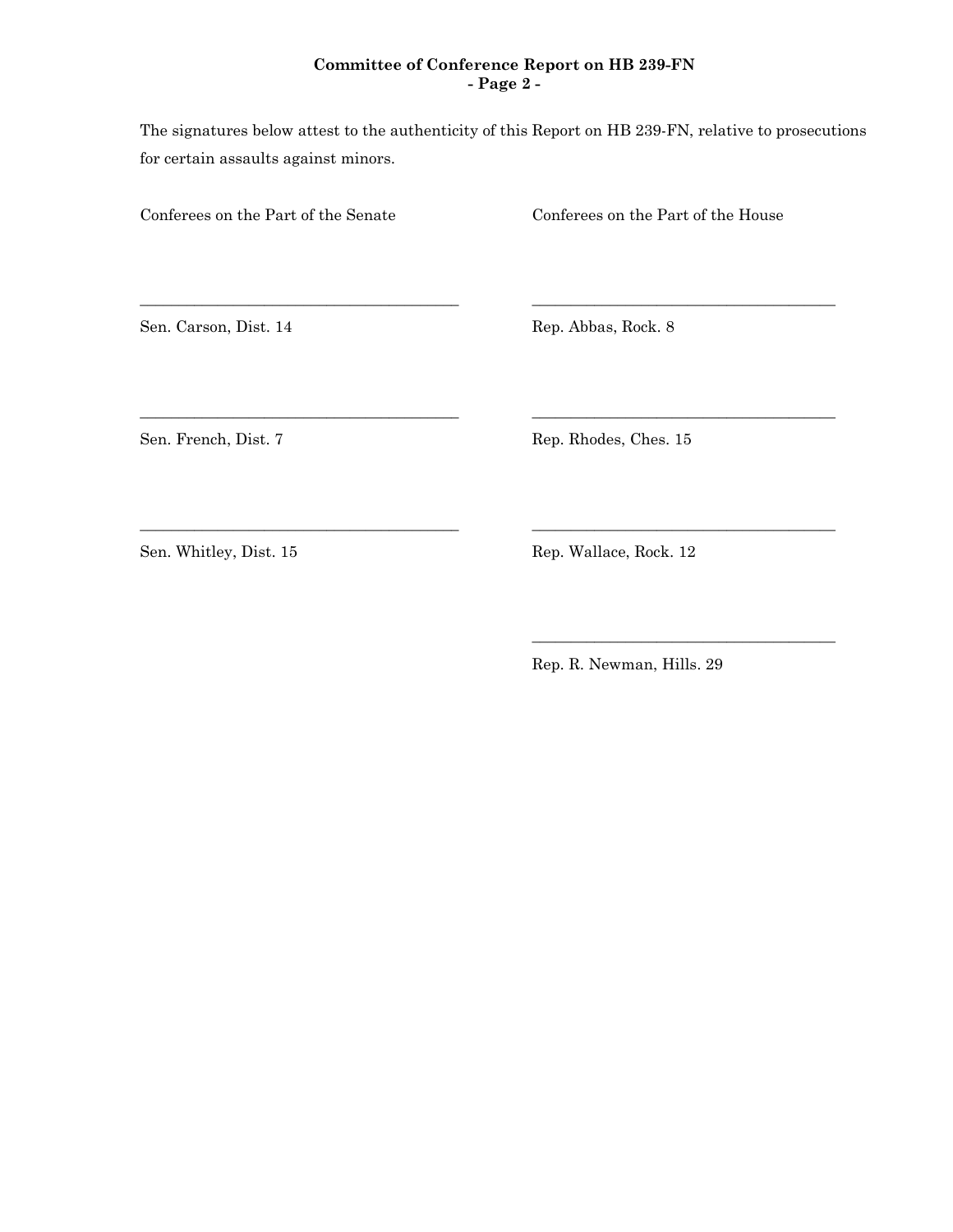**Committee of Conference Report on HB 239-FN**
**- Page 2 -**

The signatures below attest to the authenticity of this Report on HB 239-FN, relative to prosecutions for certain assaults against minors.

| Conferees on the Part of the Senate | Conferees on the Part of the House |
| --- | --- |
| ______________________________ | ______________________________ |
| Sen. Carson, Dist. 14 | Rep. Abbas, Rock. 8 |
| ______________________________ | ______________________________ |
| Sen. French, Dist. 7 | Rep. Rhodes, Ches. 15 |
| ______________________________ | ______________________________ |
| Sen. Whitley, Dist. 15 | Rep. Wallace, Rock. 12 |
| | ______________________________ |
| | Rep. R. Newman, Hills. 29 |